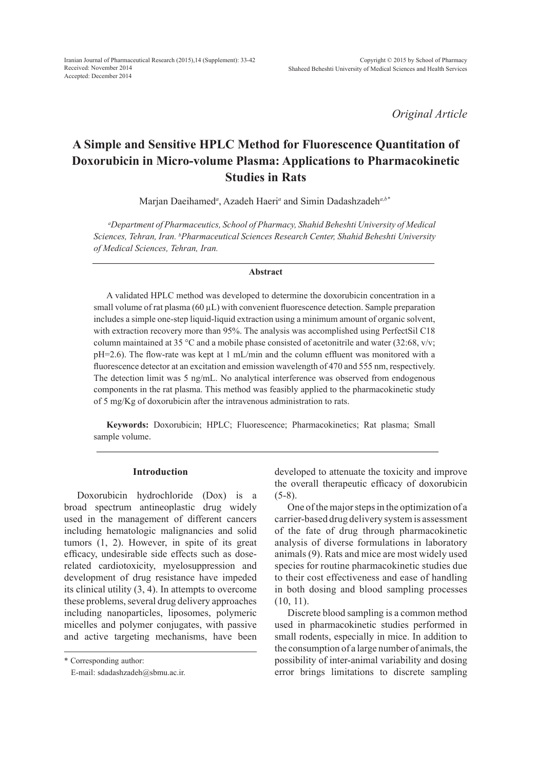*Original Article*

# A Simple and Sensitive HPLC Method for Fluorescence Quantitation of Doxorubicin in Micro-volume Plasma: Applications to Pharmacokinetic Studies in Rats

Marjan Daeihamed[a], Azadeh Haeri[a] and Simin Dadashzadeh[a,b*]

*[a]Department of Pharmaceutics, School of Pharmacy, Shahid Beheshti University of Medical Sciences, Tehran, Iran. [b]Pharmaceutical Sciences Research Center, Shahid Beheshti University of Medical Sciences, Tehran, Iran.*

### Abstract

A validated HPLC method was developed to determine the doxorubicin concentration in a small volume of rat plasma (60 µL) with convenient fluorescence detection. Sample preparation includes a simple one-step liquid-liquid extraction using a minimum amount of organic solvent, with extraction recovery more than 95%. The analysis was accomplished using PerfectSil C18 column maintained at 35 °C and a mobile phase consisted of acetonitrile and water (32:68, v/v; pH=2.6). The flow-rate was kept at 1 mL/min and the column effluent was monitored with a fluorescence detector at an excitation and emission wavelength of 470 and 555 nm, respectively. The detection limit was 5 ng/mL. No analytical interference was observed from endogenous components in the rat plasma. This method was feasibly applied to the pharmacokinetic study of 5 mg/Kg of doxorubicin after the intravenous administration to rats.

**Keywords:** Doxorubicin; HPLC; Fluorescence; Pharmacokinetics; Rat plasma; Small sample volume.

## Introduction

Doxorubicin hydrochloride (Dox) is a broad spectrum antineoplastic drug widely used in the management of different cancers including hematologic malignancies and solid tumors (1, 2). However, in spite of its great efficacy, undesirable side effects such as dose-related cardiotoxicity, myelosuppression and development of drug resistance have impeded its clinical utility (3, 4). In attempts to overcome these problems, several drug delivery approaches including nanoparticles, liposomes, polymeric micelles and polymer conjugates, with passive and active targeting mechanisms, have been developed to attenuate the toxicity and improve the overall therapeutic efficacy of doxorubicin (5-8).

One of the major steps in the optimization of a carrier-based drug delivery system is assessment of the fate of drug through pharmacokinetic analysis of diverse formulations in laboratory animals (9). Rats and mice are most widely used species for routine pharmacokinetic studies due to their cost effectiveness and ease of handling in both dosing and blood sampling processes (10, 11).

Discrete blood sampling is a common method used in pharmacokinetic studies performed in small rodents, especially in mice. In addition to the consumption of a large number of animals, the possibility of inter-animal variability and dosing error brings limitations to discrete sampling

\* Corresponding author:
E-mail: sdadashzadeh@sbmu.ac.ir.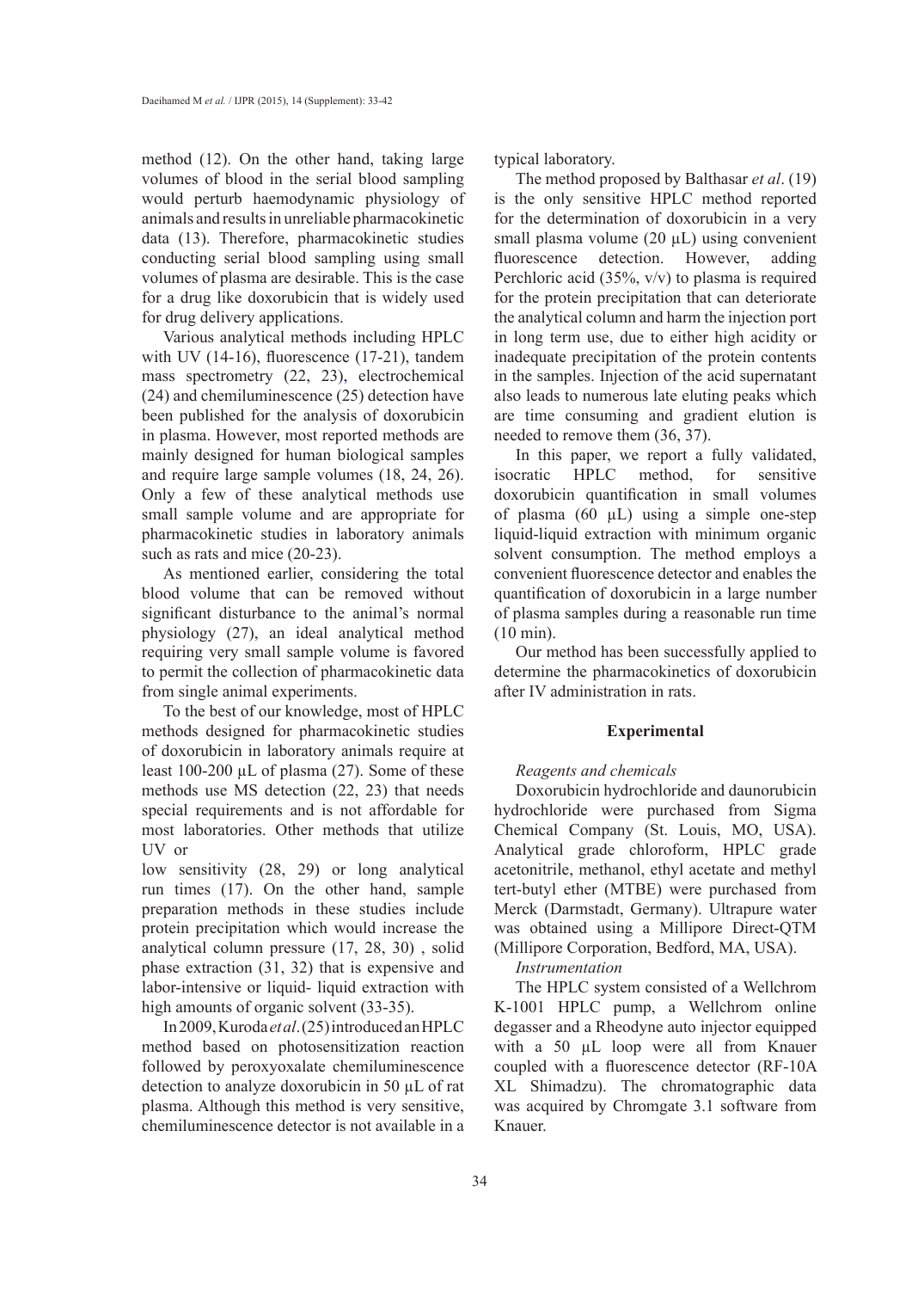method (12). On the other hand, taking large volumes of blood in the serial blood sampling would perturb haemodynamic physiology of animals and results in unreliable pharmacokinetic data (13). Therefore, pharmacokinetic studies conducting serial blood sampling using small volumes of plasma are desirable. This is the case for a drug like doxorubicin that is widely used for drug delivery applications.

Various analytical methods including HPLC with UV (14-16), fluorescence (17-21), tandem mass spectrometry (22, 23), electrochemical (24) and chemiluminescence (25) detection have been published for the analysis of doxorubicin in plasma. However, most reported methods are mainly designed for human biological samples and require large sample volumes (18, 24, 26). Only a few of these analytical methods use small sample volume and are appropriate for pharmacokinetic studies in laboratory animals such as rats and mice (20-23).

As mentioned earlier, considering the total blood volume that can be removed without significant disturbance to the animal's normal physiology (27), an ideal analytical method requiring very small sample volume is favored to permit the collection of pharmacokinetic data from single animal experiments.

To the best of our knowledge, most of HPLC methods designed for pharmacokinetic studies of doxorubicin in laboratory animals require at least 100-200 µL of plasma (27). Some of these methods use MS detection (22, 23) that needs special requirements and is not affordable for most laboratories. Other methods that utilize UV or

low sensitivity (28, 29) or long analytical run times (17). On the other hand, sample preparation methods in these studies include protein precipitation which would increase the analytical column pressure (17, 28, 30) , solid phase extraction (31, 32) that is expensive and labor-intensive or liquid- liquid extraction with high amounts of organic solvent (33-35).

In 2009, Kuroda *et al*. (25) introduced an HPLC method based on photosensitization reaction followed by peroxyoxalate chemiluminescence detection to analyze doxorubicin in 50 µL of rat plasma. Although this method is very sensitive, chemiluminescence detector is not available in a typical laboratory.

The method proposed by Balthasar *et al*. (19) is the only sensitive HPLC method reported for the determination of doxorubicin in a very small plasma volume (20 µL) using convenient fluorescence detection. However, adding Perchloric acid (35%, v/v) to plasma is required for the protein precipitation that can deteriorate the analytical column and harm the injection port in long term use, due to either high acidity or inadequate precipitation of the protein contents in the samples. Injection of the acid supernatant also leads to numerous late eluting peaks which are time consuming and gradient elution is needed to remove them (36, 37).

In this paper, we report a fully validated, isocratic HPLC method, for sensitive doxorubicin quantification in small volumes of plasma (60 µL) using a simple one-step liquid-liquid extraction with minimum organic solvent consumption. The method employs a convenient fluorescence detector and enables the quantification of doxorubicin in a large number of plasma samples during a reasonable run time (10 min).

Our method has been successfully applied to determine the pharmacokinetics of doxorubicin after IV administration in rats.

## Experimental

### *Reagents and chemicals*

Doxorubicin hydrochloride and daunorubicin hydrochloride were purchased from Sigma Chemical Company (St. Louis, MO, USA). Analytical grade chloroform, HPLC grade acetonitrile, methanol, ethyl acetate and methyl tert-butyl ether (MTBE) were purchased from Merck (Darmstadt, Germany). Ultrapure water was obtained using a Millipore Direct-QTM (Millipore Corporation, Bedford, MA, USA).

### *Instrumentation*

The HPLC system consisted of a Wellchrom K-1001 HPLC pump, a Wellchrom online degasser and a Rheodyne auto injector equipped with a 50 µL loop were all from Knauer coupled with a fluorescence detector (RF-10A XL Shimadzu). The chromatographic data was acquired by Chromgate 3.1 software from Knauer.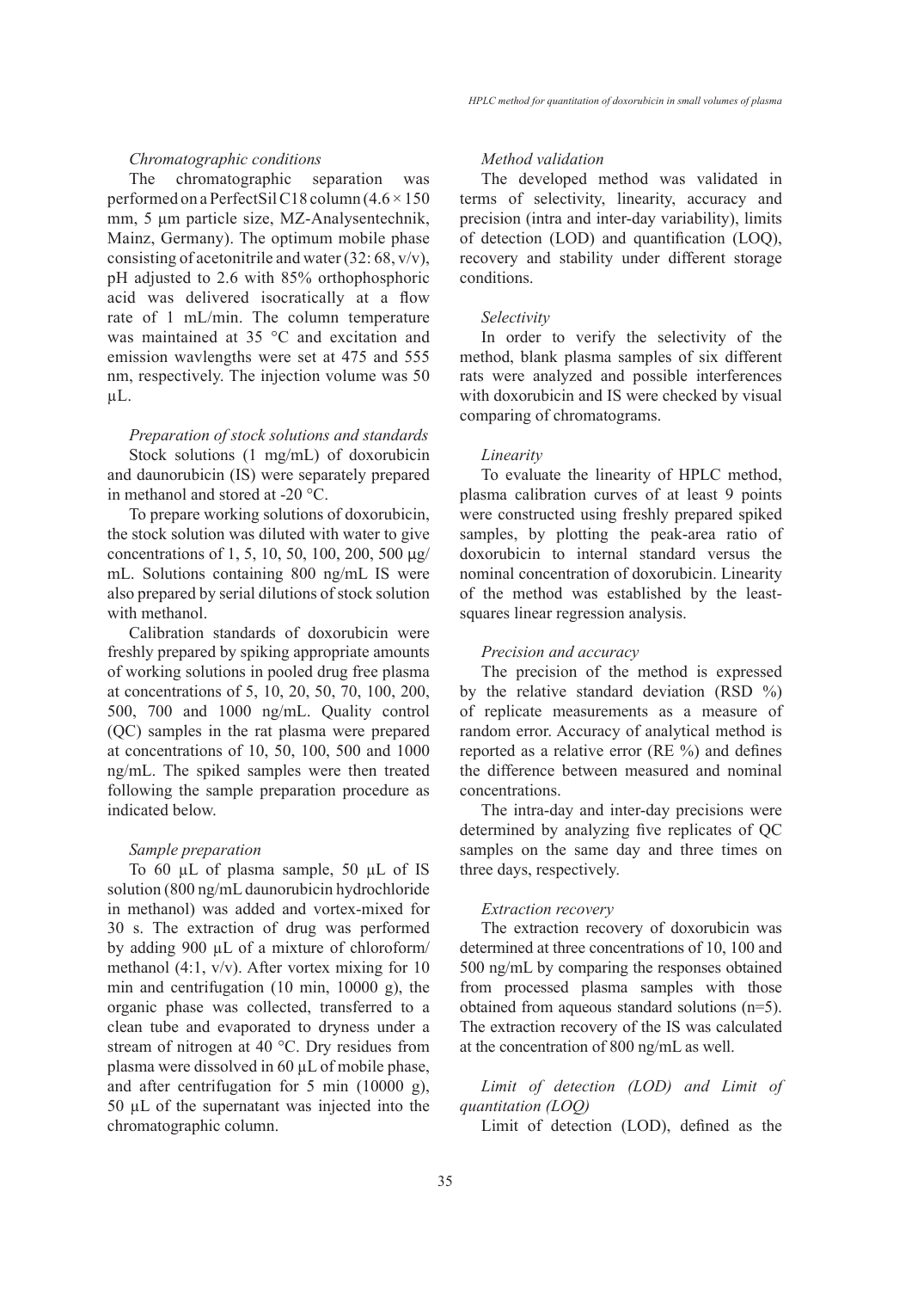### *Chromatographic conditions*

The chromatographic separation was performed on a PerfectSil C18 column (4.6 × 150 mm, 5 µm particle size, MZ-Analysentechnik, Mainz, Germany). The optimum mobile phase consisting of acetonitrile and water (32: 68, v/v), pH adjusted to 2.6 with 85% orthophosphoric acid was delivered isocratically at a flow rate of 1 mL/min. The column temperature was maintained at 35 °C and excitation and emission wavlengths were set at 475 and 555 nm, respectively. The injection volume was 50 µL.

### *Preparation of stock solutions and standards*

Stock solutions (1 mg/mL) of doxorubicin and daunorubicin (IS) were separately prepared in methanol and stored at -20 °C.

To prepare working solutions of doxorubicin, the stock solution was diluted with water to give concentrations of 1, 5, 10, 50, 100, 200, 500 µg/mL. Solutions containing 800 ng/mL IS were also prepared by serial dilutions of stock solution with methanol.

Calibration standards of doxorubicin were freshly prepared by spiking appropriate amounts of working solutions in pooled drug free plasma at concentrations of 5, 10, 20, 50, 70, 100, 200, 500, 700 and 1000 ng/mL. Quality control (QC) samples in the rat plasma were prepared at concentrations of 10, 50, 100, 500 and 1000 ng/mL. The spiked samples were then treated following the sample preparation procedure as indicated below.

### *Sample preparation*

To 60 µL of plasma sample, 50 µL of IS solution (800 ng/mL daunorubicin hydrochloride in methanol) was added and vortex-mixed for 30 s. The extraction of drug was performed by adding 900 µL of a mixture of chloroform/methanol (4:1, v/v). After vortex mixing for 10 min and centrifugation (10 min, 10000 g), the organic phase was collected, transferred to a clean tube and evaporated to dryness under a stream of nitrogen at 40 °C. Dry residues from plasma were dissolved in 60 µL of mobile phase, and after centrifugation for 5 min (10000 g), 50 µL of the supernatant was injected into the chromatographic column.

### *Method validation*

The developed method was validated in terms of selectivity, linearity, accuracy and precision (intra and inter-day variability), limits of detection (LOD) and quantification (LOQ), recovery and stability under different storage conditions.

### *Selectivity*

In order to verify the selectivity of the method, blank plasma samples of six different rats were analyzed and possible interferences with doxorubicin and IS were checked by visual comparing of chromatograms.

### *Linearity*

To evaluate the linearity of HPLC method, plasma calibration curves of at least 9 points were constructed using freshly prepared spiked samples, by plotting the peak-area ratio of doxorubicin to internal standard versus the nominal concentration of doxorubicin. Linearity of the method was established by the least-squares linear regression analysis.

### *Precision and accuracy*

The precision of the method is expressed by the relative standard deviation (RSD %) of replicate measurements as a measure of random error. Accuracy of analytical method is reported as a relative error (RE %) and defines the difference between measured and nominal concentrations.

The intra-day and inter-day precisions were determined by analyzing five replicates of QC samples on the same day and three times on three days, respectively.

### *Extraction recovery*

The extraction recovery of doxorubicin was determined at three concentrations of 10, 100 and 500 ng/mL by comparing the responses obtained from processed plasma samples with those obtained from aqueous standard solutions (n=5). The extraction recovery of the IS was calculated at the concentration of 800 ng/mL as well.

### *Limit of detection (LOD) and Limit of quantitation (LOQ)*

Limit of detection (LOD), defined as the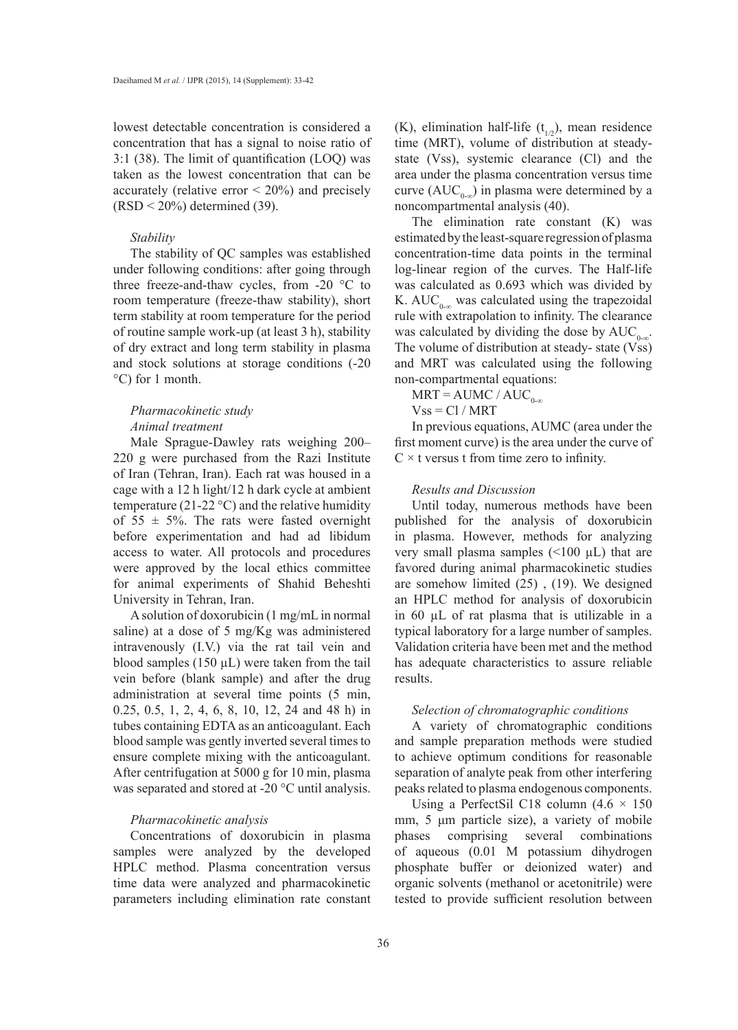lowest detectable concentration is considered a concentration that has a signal to noise ratio of 3:1 (38). The limit of quantification (LOQ) was taken as the lowest concentration that can be accurately (relative error < 20%) and precisely (RSD < 20%) determined (39).

*Stability*

The stability of QC samples was established under following conditions: after going through three freeze-and-thaw cycles, from -20 °C to room temperature (freeze-thaw stability), short term stability at room temperature for the period of routine sample work-up (at least 3 h), stability of dry extract and long term stability in plasma and stock solutions at storage conditions (-20 °C) for 1 month.

*Pharmacokinetic study*

*Animal treatment*

Male Sprague-Dawley rats weighing 200–220 g were purchased from the Razi Institute of Iran (Tehran, Iran). Each rat was housed in a cage with a 12 h light/12 h dark cycle at ambient temperature (21-22 °C) and the relative humidity of 55 ± 5%. The rats were fasted overnight before experimentation and had ad libidum access to water. All protocols and procedures were approved by the local ethics committee for animal experiments of Shahid Beheshti University in Tehran, Iran.

A solution of doxorubicin (1 mg/mL in normal saline) at a dose of 5 mg/Kg was administered intravenously (I.V.) via the rat tail vein and blood samples (150 µL) were taken from the tail vein before (blank sample) and after the drug administration at several time points (5 min, 0.25, 0.5, 1, 2, 4, 6, 8, 10, 12, 24 and 48 h) in tubes containing EDTA as an anticoagulant. Each blood sample was gently inverted several times to ensure complete mixing with the anticoagulant. After centrifugation at 5000 g for 10 min, plasma was separated and stored at -20 °C until analysis.

*Pharmacokinetic analysis*

Concentrations of doxorubicin in plasma samples were analyzed by the developed HPLC method. Plasma concentration versus time data were analyzed and pharmacokinetic parameters including elimination rate constant (K), elimination half-life ($t_{1/2}$), mean residence time (MRT), volume of distribution at steady-state (Vss), systemic clearance (Cl) and the area under the plasma concentration versus time curve ($AUC_{0-\infty}$) in plasma were determined by a noncompartmental analysis (40).

The elimination rate constant (K) was estimated by the least-square regression of plasma concentration-time data points in the terminal log-linear region of the curves. The Half-life was calculated as 0.693 which was divided by K. $AUC_{0-\infty}$ was calculated using the trapezoidal rule with extrapolation to infinity. The clearance was calculated by dividing the dose by $AUC_{0-\infty}$. The volume of distribution at steady- state (Vss) and MRT was calculated using the following non-compartmental equations:

$$MRT = AUMC / AUC_{0-\infty}$$

$$Vss = Cl / MRT$$

In previous equations, AUMC (area under the first moment curve) is the area under the curve of $C \times t$ versus t from time zero to infinity.

*Results and Discussion*

Until today, numerous methods have been published for the analysis of doxorubicin in plasma. However, methods for analyzing very small plasma samples (<100 µL) that are favored during animal pharmacokinetic studies are somehow limited (25) , (19). We designed an HPLC method for analysis of doxorubicin in 60 µL of rat plasma that is utilizable in a typical laboratory for a large number of samples. Validation criteria have been met and the method has adequate characteristics to assure reliable results.

*Selection of chromatographic conditions*

A variety of chromatographic conditions and sample preparation methods were studied to achieve optimum conditions for reasonable separation of analyte peak from other interfering peaks related to plasma endogenous components.

Using a PerfectSil C18 column (4.6 × 150 mm, 5 µm particle size), a variety of mobile phases comprising several combinations of aqueous (0.01 M potassium dihydrogen phosphate buffer or deionized water) and organic solvents (methanol or acetonitrile) were tested to provide sufficient resolution between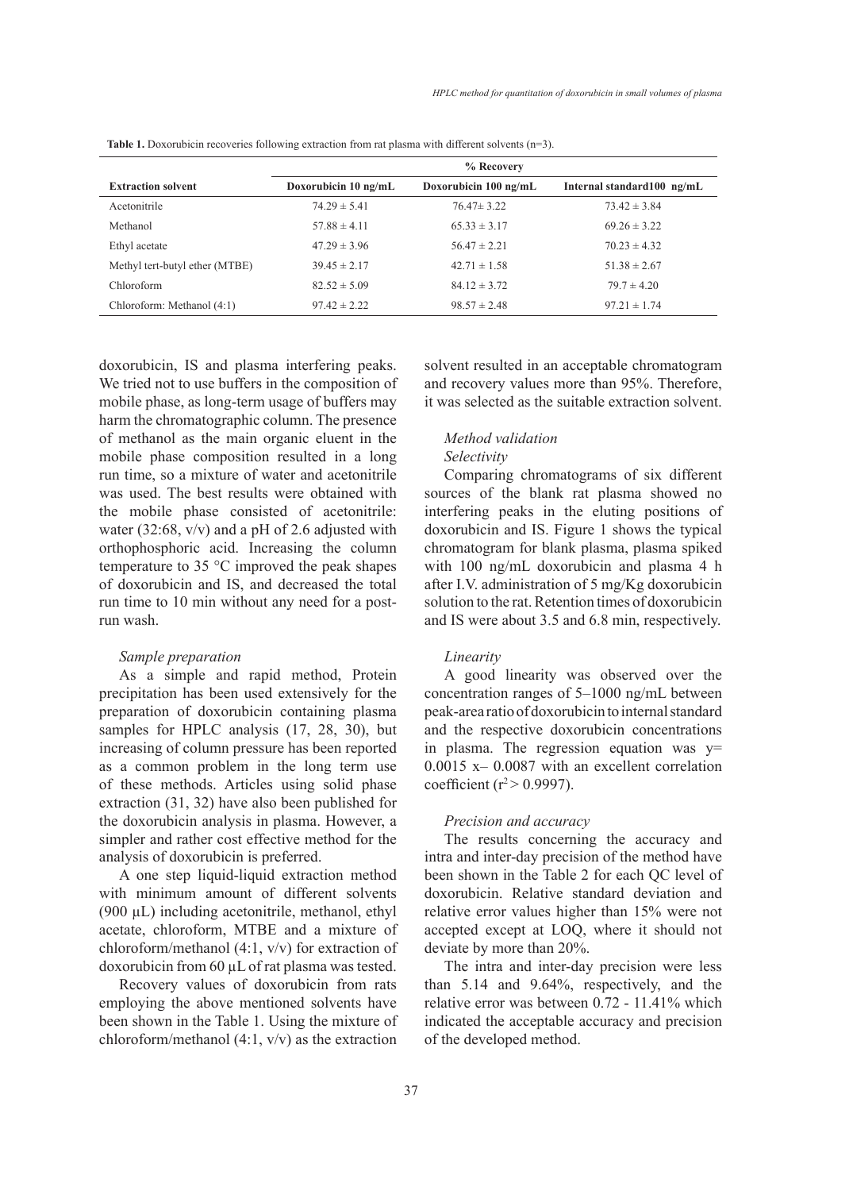**Table 1.** Doxorubicin recoveries following extraction from rat plasma with different solvents (n=3).

| Extraction solvent | % Recovery | | |
|---|---|---|---|
| | Doxorubicin 10 ng/mL | Doxorubicin 100 ng/mL | Internal standard100 ng/mL |
| Acetonitrile | 74.29 ± 5.41 | 76.47± 3.22 | 73.42 ± 3.84 |
| Methanol | 57.88 ± 4.11 | 65.33 ± 3.17 | 69.26 ± 3.22 |
| Ethyl acetate | 47.29 ± 3.96 | 56.47 ± 2.21 | 70.23 ± 4.32 |
| Methyl tert-butyl ether (MTBE) | 39.45 ± 2.17 | 42.71 ± 1.58 | 51.38 ± 2.67 |
| Chloroform | 82.52 ± 5.09 | 84.12 ± 3.72 | 79.7 ± 4.20 |
| Chloroform: Methanol (4:1) | 97.42 ± 2.22 | 98.57 ± 2.48 | 97.21 ± 1.74 |

doxorubicin, IS and plasma interfering peaks. We tried not to use buffers in the composition of mobile phase, as long-term usage of buffers may harm the chromatographic column. The presence of methanol as the main organic eluent in the mobile phase composition resulted in a long run time, so a mixture of water and acetonitrile was used. The best results were obtained with the mobile phase consisted of acetonitrile: water (32:68, v/v) and a pH of 2.6 adjusted with orthophosphoric acid. Increasing the column temperature to 35 °C improved the peak shapes of doxorubicin and IS, and decreased the total run time to 10 min without any need for a post-run wash.

*Sample preparation*

As a simple and rapid method, Protein precipitation has been used extensively for the preparation of doxorubicin containing plasma samples for HPLC analysis (17, 28, 30), but increasing of column pressure has been reported as a common problem in the long term use of these methods. Articles using solid phase extraction (31, 32) have also been published for the doxorubicin analysis in plasma. However, a simpler and rather cost effective method for the analysis of doxorubicin is preferred.

A one step liquid-liquid extraction method with minimum amount of different solvents (900 µL) including acetonitrile, methanol, ethyl acetate, chloroform, MTBE and a mixture of chloroform/methanol (4:1, v/v) for extraction of doxorubicin from 60 µL of rat plasma was tested.

Recovery values of doxorubicin from rats employing the above mentioned solvents have been shown in the Table 1. Using the mixture of chloroform/methanol (4:1, v/v) as the extraction solvent resulted in an acceptable chromatogram and recovery values more than 95%. Therefore, it was selected as the suitable extraction solvent.

*Method validation*

*Selectivity*

Comparing chromatograms of six different sources of the blank rat plasma showed no interfering peaks in the eluting positions of doxorubicin and IS. Figure 1 shows the typical chromatogram for blank plasma, plasma spiked with 100 ng/mL doxorubicin and plasma 4 h after I.V. administration of 5 mg/Kg doxorubicin solution to the rat. Retention times of doxorubicin and IS were about 3.5 and 6.8 min, respectively.

*Linearity*

A good linearity was observed over the concentration ranges of 5–1000 ng/mL between peak-area ratio of doxorubicin to internal standard and the respective doxorubicin concentrations in plasma. The regression equation was $y = 0.0015x - 0.0087$ with an excellent correlation coefficient ($r^2 > 0.9997$).

*Precision and accuracy*

The results concerning the accuracy and intra and inter-day precision of the method have been shown in the Table 2 for each QC level of doxorubicin. Relative standard deviation and relative error values higher than 15% were not accepted except at LOQ, where it should not deviate by more than 20%.

The intra and inter-day precision were less than 5.14 and 9.64%, respectively, and the relative error was between 0.72 - 11.41% which indicated the acceptable accuracy and precision of the developed method.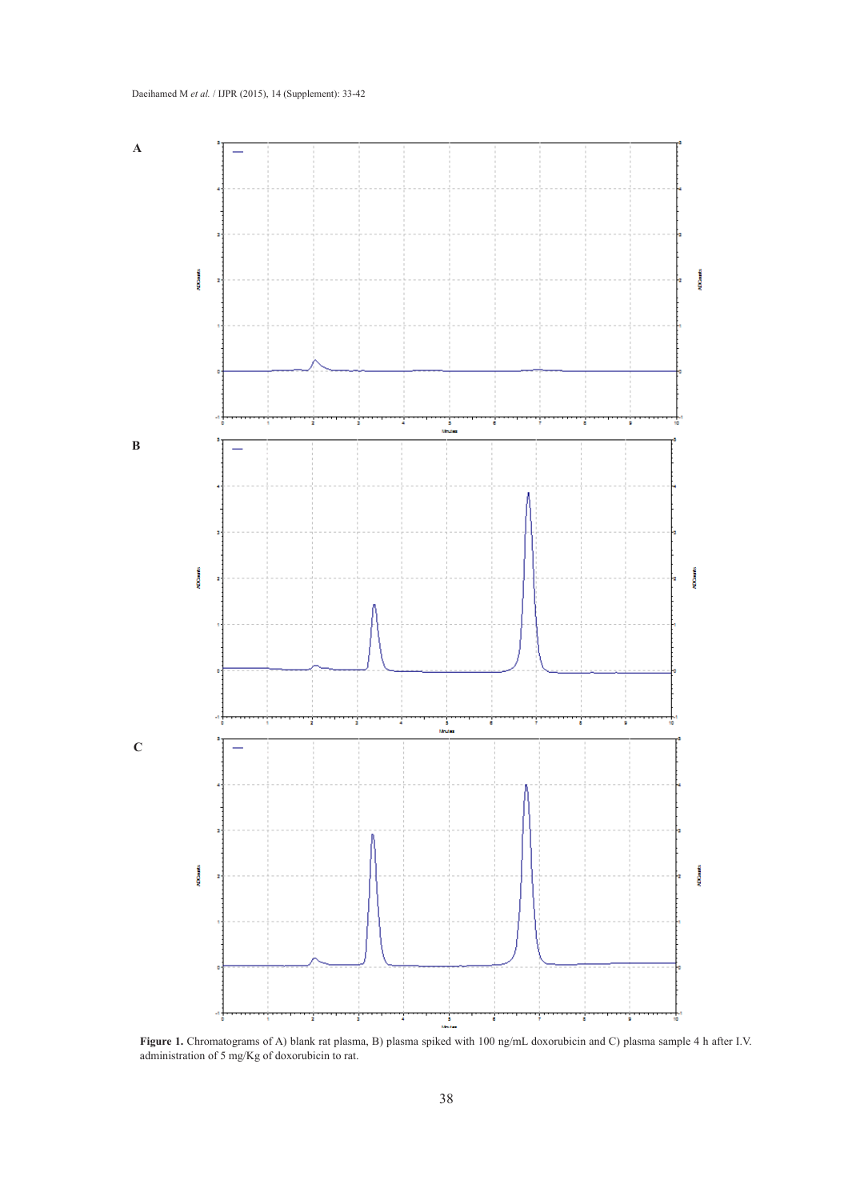Figure 1. Chromatograms of A) blank rat plasma, B) plasma spiked with 100 ng/mL doxorubicin and C) plasma sample 4 h after I.V. administration of 5 mg/Kg of doxorubicin to rat.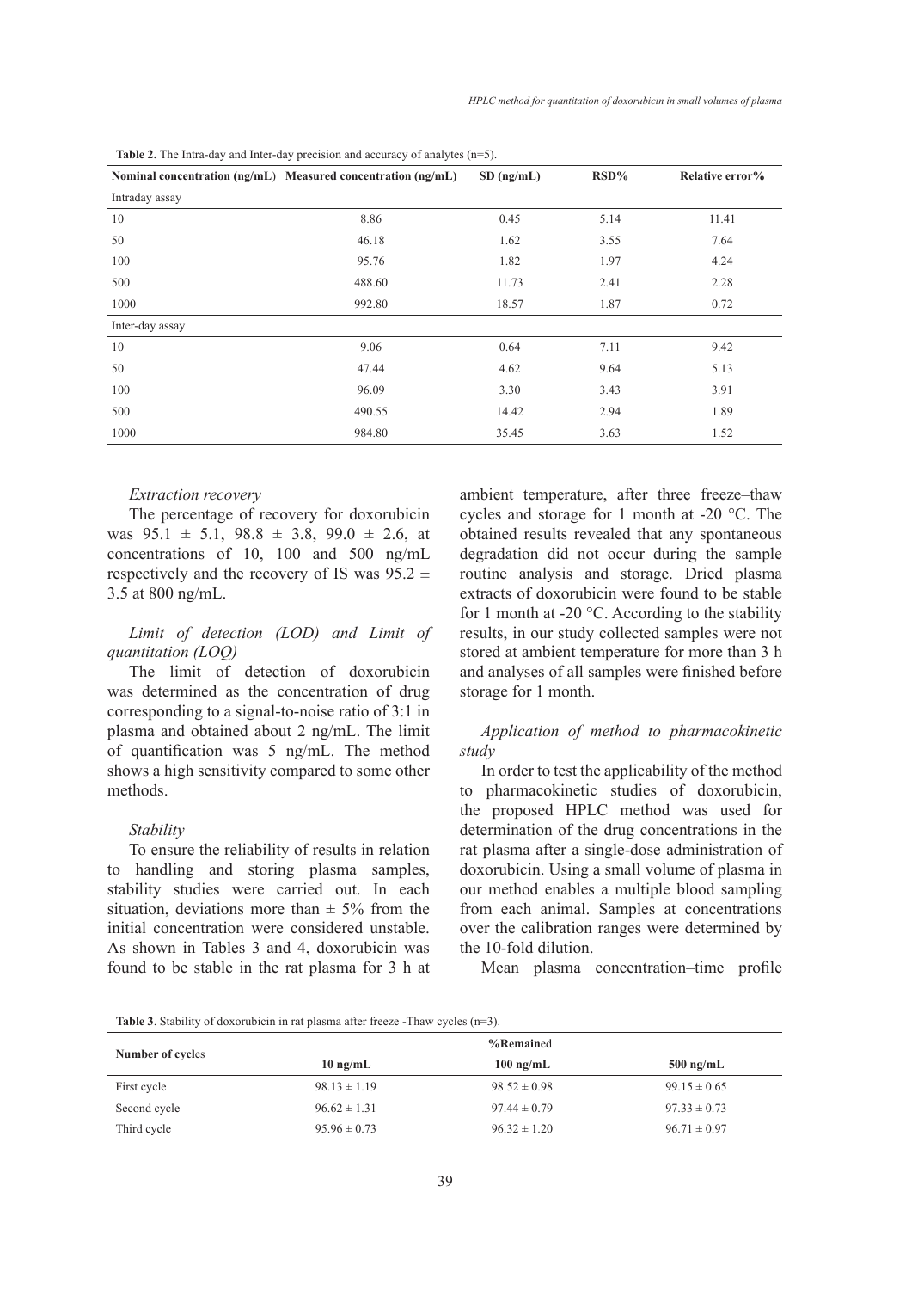**Table 2.** The Intra-day and Inter-day precision and accuracy of analytes (n=5).

| Nominal concentration (ng/mL) | Measured concentration (ng/mL) | SD (ng/mL) | RSD% | Relative error% |
|---|---|---|---|---|
| Intraday assay | | | | |
| 10 | 8.86 | 0.45 | 5.14 | 11.41 |
| 50 | 46.18 | 1.62 | 3.55 | 7.64 |
| 100 | 95.76 | 1.82 | 1.97 | 4.24 |
| 500 | 488.60 | 11.73 | 2.41 | 2.28 |
| 1000 | 992.80 | 18.57 | 1.87 | 0.72 |
| Inter-day assay | | | | |
| 10 | 9.06 | 0.64 | 7.11 | 9.42 |
| 50 | 47.44 | 4.62 | 9.64 | 5.13 |
| 100 | 96.09 | 3.30 | 3.43 | 3.91 |
| 500 | 490.55 | 14.42 | 2.94 | 1.89 |
| 1000 | 984.80 | 35.45 | 3.63 | 1.52 |

### *Extraction recovery*

The percentage of recovery for doxorubicin was 95.1 ± 5.1, 98.8 ± 3.8, 99.0 ± 2.6, at concentrations of 10, 100 and 500 ng/mL respectively and the recovery of IS was 95.2 ± 3.5 at 800 ng/mL.

### *Limit of detection (LOD) and Limit of quantitation (LOQ)*

The limit of detection of doxorubicin was determined as the concentration of drug corresponding to a signal-to-noise ratio of 3:1 in plasma and obtained about 2 ng/mL. The limit of quantification was 5 ng/mL. The method shows a high sensitivity compared to some other methods.

### *Stability*

To ensure the reliability of results in relation to handling and storing plasma samples, stability studies were carried out. In each situation, deviations more than ± 5% from the initial concentration were considered unstable. As shown in Tables 3 and 4, doxorubicin was found to be stable in the rat plasma for 3 h at ambient temperature, after three freeze–thaw cycles and storage for 1 month at -20 °C. The obtained results revealed that any spontaneous degradation did not occur during the sample routine analysis and storage. Dried plasma extracts of doxorubicin were found to be stable for 1 month at -20 °C. According to the stability results, in our study collected samples were not stored at ambient temperature for more than 3 h and analyses of all samples were finished before storage for 1 month.

### *Application of method to pharmacokinetic study*

In order to test the applicability of the method to pharmacokinetic studies of doxorubicin, the proposed HPLC method was used for determination of the drug concentrations in the rat plasma after a single-dose administration of doxorubicin. Using a small volume of plasma in our method enables a multiple blood sampling from each animal. Samples at concentrations over the calibration ranges were determined by the 10-fold dilution.

Mean plasma concentration–time profile

**Table 3**. Stability of doxorubicin in rat plasma after freeze -Thaw cycles (n=3).

| Number of cycles | %Remained | | |
|---|---|---|---|
| | 10 ng/mL | 100 ng/mL | 500 ng/mL |
| First cycle | 98.13 ± 1.19 | 98.52 ± 0.98 | 99.15 ± 0.65 |
| Second cycle | 96.62 ± 1.31 | 97.44 ± 0.79 | 97.33 ± 0.73 |
| Third cycle | 95.96 ± 0.73 | 96.32 ± 1.20 | 96.71 ± 0.97 |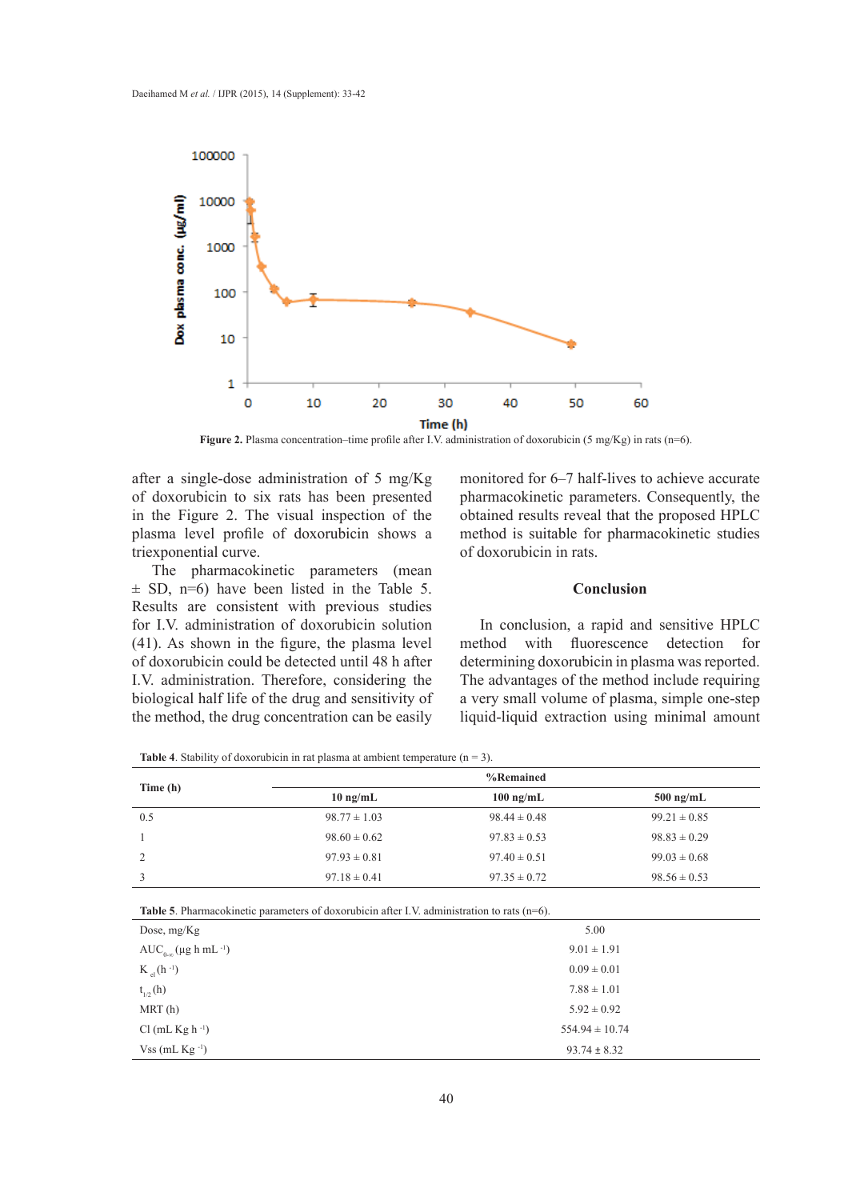Figure 2. Plasma concentration–time profile after I.V. administration of doxorubicin (5 mg/Kg) in rats (n=6).

after a single-dose administration of 5 mg/Kg of doxorubicin to six rats has been presented in the Figure 2. The visual inspection of the plasma level profile of doxorubicin shows a triexponential curve.

The pharmacokinetic parameters (mean ± SD, n=6) have been listed in the Table 5. Results are consistent with previous studies for I.V. administration of doxorubicin solution (41). As shown in the figure, the plasma level of doxorubicin could be detected until 48 h after I.V. administration. Therefore, considering the biological half life of the drug and sensitivity of the method, the drug concentration can be easily monitored for 6–7 half-lives to achieve accurate pharmacokinetic parameters. Consequently, the obtained results reveal that the proposed HPLC method is suitable for pharmacokinetic studies of doxorubicin in rats.

## Conclusion

In conclusion, a rapid and sensitive HPLC method with fluorescence detection for determining doxorubicin in plasma was reported. The advantages of the method include requiring a very small volume of plasma, simple one-step liquid-liquid extraction using minimal amount

**Table 4**. Stability of doxorubicin in rat plasma at ambient temperature (n = 3).

| Time (h) | %Remained | | |
|---|---|---|---|
| | 10 ng/mL | 100 ng/mL | 500 ng/mL |
| 0.5 | 98.77 ± 1.03 | 98.44 ± 0.48 | 99.21 ± 0.85 |
| 1 | 98.60 ± 0.62 | 97.83 ± 0.53 | 98.83 ± 0.29 |
| 2 | 97.93 ± 0.81 | 97.40 ± 0.51 | 99.03 ± 0.68 |
| 3 | 97.18 ± 0.41 | 97.35 ± 0.72 | 98.56 ± 0.53 |

**Table 5**. Pharmacokinetic parameters of doxorubicin after I.V. administration to rats (n=6).

| Parameter | Value |
|---|---|
| Dose, mg/Kg | 5.00 |
| $AUC_{0-\infty}$ (μg h mL $^{-1}$) | 9.01 ± 1.91 |
| $K_{el}$ (h $^{-1}$) | 0.09 ± 0.01 |
| $t_{1/2}$ (h) | 7.88 ± 1.01 |
| MRT (h) | 5.92 ± 0.92 |
| Cl (mL Kg h $^{-1}$) | 554.94 ± 10.74 |
| Vss (mL Kg $^{-1}$) | 93.74 ± 8.32 |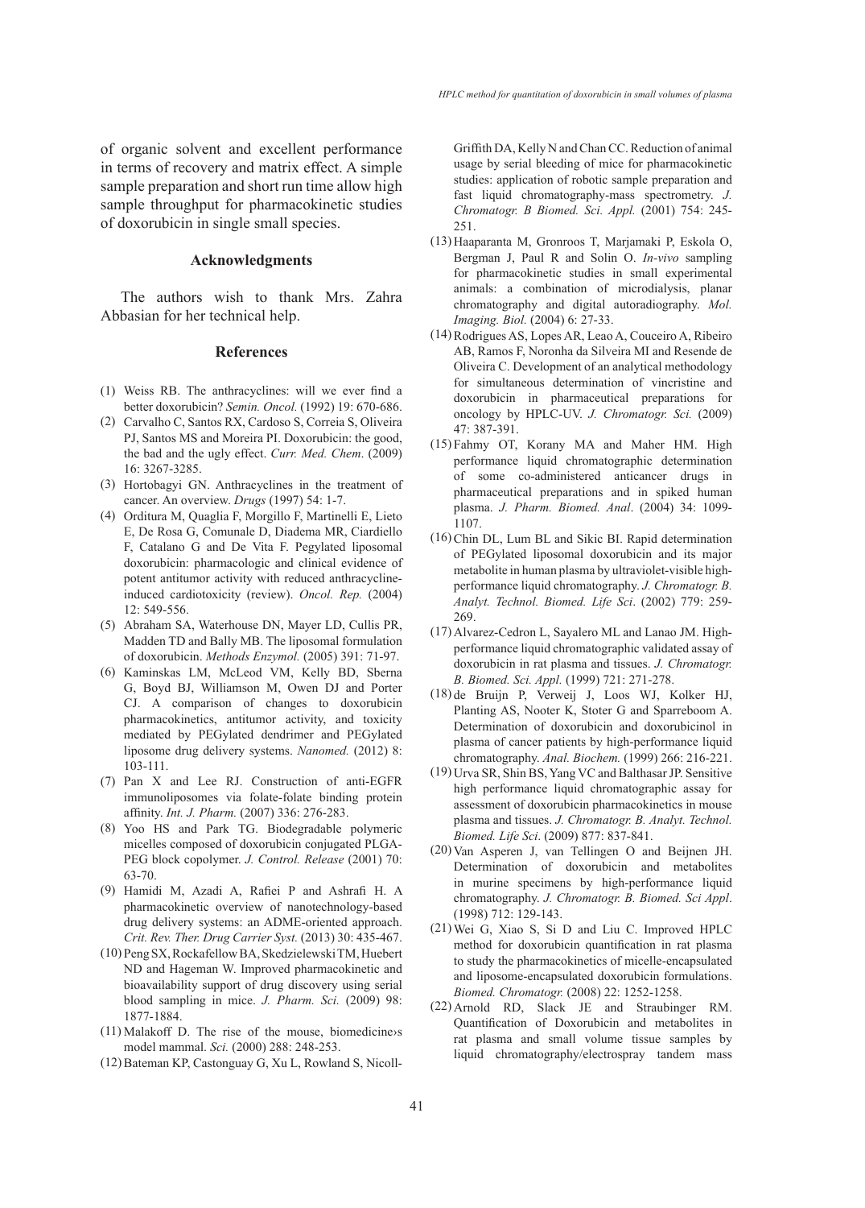of organic solvent and excellent performance in terms of recovery and matrix effect. A simple sample preparation and short run time allow high sample throughput for pharmacokinetic studies of doxorubicin in single small species.

## Acknowledgments

The authors wish to thank Mrs. Zahra Abbasian for her technical help.

## References

(1) Weiss RB. The anthracyclines: will we ever find a better doxorubicin? *Semin. Oncol.* (1992) 19: 670-686.

(2) Carvalho C, Santos RX, Cardoso S, Correia S, Oliveira PJ, Santos MS and Moreira PI. Doxorubicin: the good, the bad and the ugly effect. *Curr. Med. Chem*. (2009) 16: 3267-3285.

(3) Hortobagyi GN. Anthracyclines in the treatment of cancer. An overview. *Drugs* (1997) 54: 1-7.

(4) Orditura M, Quaglia F, Morgillo F, Martinelli E, Lieto E, De Rosa G, Comunale D, Diadema MR, Ciardiello F, Catalano G and De Vita F. Pegylated liposomal doxorubicin: pharmacologic and clinical evidence of potent antitumor activity with reduced anthracycline-induced cardiotoxicity (review). *Oncol. Rep.* (2004) 12: 549-556.

(5) Abraham SA, Waterhouse DN, Mayer LD, Cullis PR, Madden TD and Bally MB. The liposomal formulation of doxorubicin. *Methods Enzymol.* (2005) 391: 71-97.

(6) Kaminskas LM, McLeod VM, Kelly BD, Sberna G, Boyd BJ, Williamson M, Owen DJ and Porter CJ. A comparison of changes to doxorubicin pharmacokinetics, antitumor activity, and toxicity mediated by PEGylated dendrimer and PEGylated liposome drug delivery systems. *Nanomed.* (2012) 8: 103-111.

(7) Pan X and Lee RJ. Construction of anti-EGFR immunoliposomes via folate-folate binding protein affinity. *Int. J. Pharm.* (2007) 336: 276-283.

(8) Yoo HS and Park TG. Biodegradable polymeric micelles composed of doxorubicin conjugated PLGA-PEG block copolymer. *J. Control. Release* (2001) 70: 63-70.

(9) Hamidi M, Azadi A, Rafiei P and Ashrafi H. A pharmacokinetic overview of nanotechnology-based drug delivery systems: an ADME-oriented approach. *Crit. Rev. Ther. Drug Carrier Syst.* (2013) 30: 435-467.

(10) Peng SX, Rockafellow BA, Skedzielewski TM, Huebert ND and Hageman W. Improved pharmacokinetic and bioavailability support of drug discovery using serial blood sampling in mice. *J. Pharm. Sci.* (2009) 98: 1877-1884.

(11) Malakoff D. The rise of the mouse, biomedicine›s model mammal. *Sci.* (2000) 288: 248-253.

(12) Bateman KP, Castonguay G, Xu L, Rowland S, Nicoll-Griffith DA, Kelly N and Chan CC. Reduction of animal usage by serial bleeding of mice for pharmacokinetic studies: application of robotic sample preparation and fast liquid chromatography-mass spectrometry. *J. Chromatogr. B Biomed. Sci. Appl.* (2001) 754: 245-251.

(13) Haaparanta M, Gronroos T, Marjamaki P, Eskola O, Bergman J, Paul R and Solin O. *In-vivo* sampling for pharmacokinetic studies in small experimental animals: a combination of microdialysis, planar chromatography and digital autoradiography. *Mol. Imaging. Biol.* (2004) 6: 27-33.

(14) Rodrigues AS, Lopes AR, Leao A, Couceiro A, Ribeiro AB, Ramos F, Noronha da Silveira MI and Resende de Oliveira C. Development of an analytical methodology for simultaneous determination of vincristine and doxorubicin in pharmaceutical preparations for oncology by HPLC-UV. *J. Chromatogr. Sci.* (2009) 47: 387-391.

(15) Fahmy OT, Korany MA and Maher HM. High performance liquid chromatographic determination of some co-administered anticancer drugs in pharmaceutical preparations and in spiked human plasma. *J. Pharm. Biomed. Anal*. (2004) 34: 1099-1107.

(16) Chin DL, Lum BL and Sikic BI. Rapid determination of PEGylated liposomal doxorubicin and its major metabolite in human plasma by ultraviolet-visible high-performance liquid chromatography. *J. Chromatogr. B. Analyt. Technol. Biomed. Life Sci*. (2002) 779: 259-269.

(17) Alvarez-Cedron L, Sayalero ML and Lanao JM. High-performance liquid chromatographic validated assay of doxorubicin in rat plasma and tissues. *J. Chromatogr. B. Biomed. Sci. Appl.* (1999) 721: 271-278.

(18) de Bruijn P, Verweij J, Loos WJ, Kolker HJ, Planting AS, Nooter K, Stoter G and Sparreboom A. Determination of doxorubicin and doxorubicinol in plasma of cancer patients by high-performance liquid chromatography. *Anal. Biochem.* (1999) 266: 216-221.

(19) Urva SR, Shin BS, Yang VC and Balthasar JP. Sensitive high performance liquid chromatographic assay for assessment of doxorubicin pharmacokinetics in mouse plasma and tissues. *J. Chromatogr. B. Analyt. Technol. Biomed. Life Sci*. (2009) 877: 837-841.

(20) Van Asperen J, van Tellingen O and Beijnen JH. Determination of doxorubicin and metabolites in murine specimens by high-performance liquid chromatography. *J. Chromatogr. B. Biomed. Sci Appl*. (1998) 712: 129-143.

(21) Wei G, Xiao S, Si D and Liu C. Improved HPLC method for doxorubicin quantification in rat plasma to study the pharmacokinetics of micelle-encapsulated and liposome-encapsulated doxorubicin formulations. *Biomed. Chromatogr.* (2008) 22: 1252-1258.

(22) Arnold RD, Slack JE and Straubinger RM. Quantification of Doxorubicin and metabolites in rat plasma and small volume tissue samples by liquid chromatography/electrospray tandem mass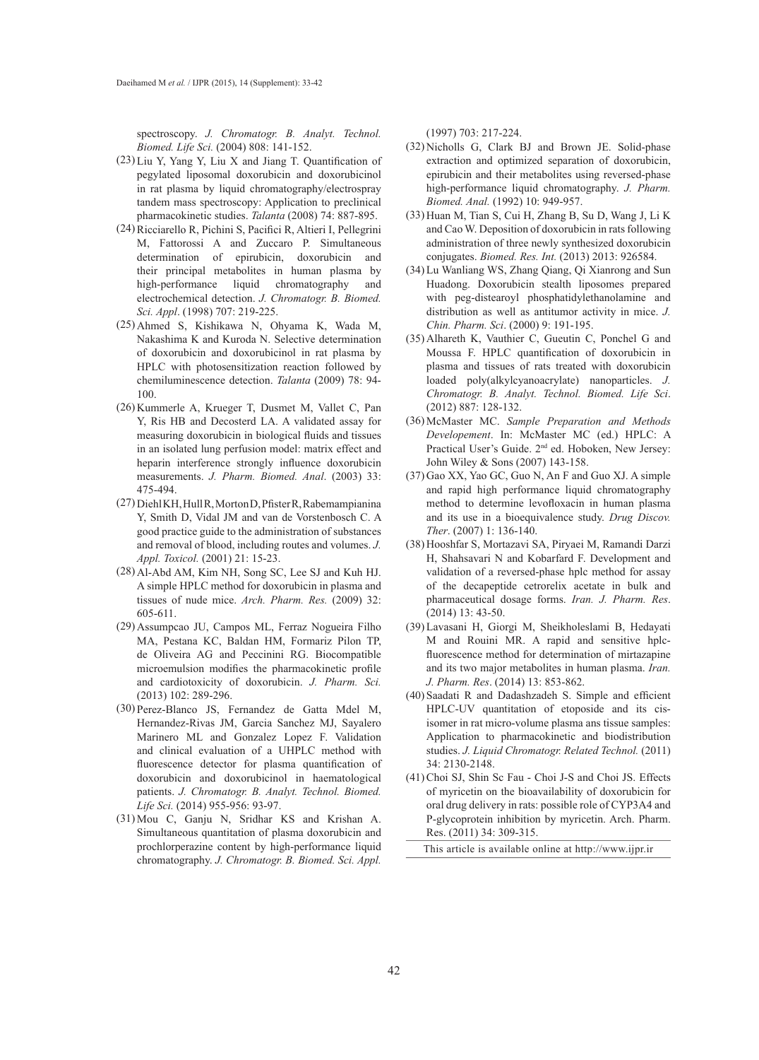spectroscopy. *J. Chromatogr. B. Analyt. Technol. Biomed. Life Sci.* (2004) 808: 141-152.

(23) Liu Y, Yang Y, Liu X and Jiang T. Quantification of pegylated liposomal doxorubicin and doxorubicinol in rat plasma by liquid chromatography/electrospray tandem mass spectroscopy: Application to preclinical pharmacokinetic studies. *Talanta* (2008) 74: 887-895.

(24) Ricciarello R, Pichini S, Pacifici R, Altieri I, Pellegrini M, Fattorossi A and Zuccaro P. Simultaneous determination of epirubicin, doxorubicin and their principal metabolites in human plasma by high-performance liquid chromatography and electrochemical detection. *J. Chromatogr. B. Biomed. Sci. Appl*. (1998) 707: 219-225.

(25) Ahmed S, Kishikawa N, Ohyama K, Wada M, Nakashima K and Kuroda N. Selective determination of doxorubicin and doxorubicinol in rat plasma by HPLC with photosensitization reaction followed by chemiluminescence detection. *Talanta* (2009) 78: 94-100.

(26) Kummerle A, Krueger T, Dusmet M, Vallet C, Pan Y, Ris HB and Decosterd LA. A validated assay for measuring doxorubicin in biological fluids and tissues in an isolated lung perfusion model: matrix effect and heparin interference strongly influence doxorubicin measurements. *J. Pharm. Biomed. Anal*. (2003) 33: 475-494.

(27) Diehl KH, Hull R, Morton D, Pfister R, Rabemampianina Y, Smith D, Vidal JM and van de Vorstenbosch C. A good practice guide to the administration of substances and removal of blood, including routes and volumes. *J. Appl. Toxicol.* (2001) 21: 15-23.

(28) Al-Abd AM, Kim NH, Song SC, Lee SJ and Kuh HJ. A simple HPLC method for doxorubicin in plasma and tissues of nude mice. *Arch. Pharm. Res.* (2009) 32: 605-611.

(29) Assumpcao JU, Campos ML, Ferraz Nogueira Filho MA, Pestana KC, Baldan HM, Formariz Pilon TP, de Oliveira AG and Peccinini RG. Biocompatible microemulsion modifies the pharmacokinetic profile and cardiotoxicity of doxorubicin. *J. Pharm. Sci.* (2013) 102: 289-296.

(30) Perez-Blanco JS, Fernandez de Gatta Mdel M, Hernandez-Rivas JM, Garcia Sanchez MJ, Sayalero Marinero ML and Gonzalez Lopez F. Validation and clinical evaluation of a UHPLC method with fluorescence detector for plasma quantification of doxorubicin and doxorubicinol in haematological patients. *J. Chromatogr. B. Analyt. Technol. Biomed. Life Sci.* (2014) 955-956: 93-97.

(31) Mou C, Ganju N, Sridhar KS and Krishan A. Simultaneous quantitation of plasma doxorubicin and prochlorperazine content by high-performance liquid chromatography. *J. Chromatogr. B. Biomed. Sci. Appl.* (1997) 703: 217-224.

(32) Nicholls G, Clark BJ and Brown JE. Solid-phase extraction and optimized separation of doxorubicin, epirubicin and their metabolites using reversed-phase high-performance liquid chromatography. *J. Pharm. Biomed. Anal.* (1992) 10: 949-957.

(33) Huan M, Tian S, Cui H, Zhang B, Su D, Wang J, Li K and Cao W. Deposition of doxorubicin in rats following administration of three newly synthesized doxorubicin conjugates. *Biomed. Res. Int.* (2013) 2013: 926584.

(34) Lu Wanliang WS, Zhang Qiang, Qi Xianrong and Sun Huadong. Doxorubicin stealth liposomes prepared with peg-distearoyl phosphatidylethanolamine and distribution as well as antitumor activity in mice. *J. Chin. Pharm. Sci*. (2000) 9: 191-195.

(35) Alhareth K, Vauthier C, Gueutin C, Ponchel G and Moussa F. HPLC quantification of doxorubicin in plasma and tissues of rats treated with doxorubicin loaded poly(alkylcyanoacrylate) nanoparticles. *J. Chromatogr. B. Analyt. Technol. Biomed. Life Sci*. (2012) 887: 128-132.

(36) McMaster MC. *Sample Preparation and Methods Developement*. In: McMaster MC (ed.) HPLC: A Practical User's Guide. 2nd ed. Hoboken, New Jersey: John Wiley & Sons (2007) 143-158.

(37) Gao XX, Yao GC, Guo N, An F and Guo XJ. A simple and rapid high performance liquid chromatography method to determine levofloxacin in human plasma and its use in a bioequivalence study. *Drug Discov. Ther*. (2007) 1: 136-140.

(38) Hooshfar S, Mortazavi SA, Piryaei M, Ramandi Darzi H, Shahsavari N and Kobarfard F. Development and validation of a reversed-phase hplc method for assay of the decapeptide cetrorelix acetate in bulk and pharmaceutical dosage forms. *Iran. J. Pharm. Res*. (2014) 13: 43-50.

(39) Lavasani H, Giorgi M, Sheikholeslami B, Hedayati M and Rouini MR. A rapid and sensitive hplc-fluorescence method for determination of mirtazapine and its two major metabolites in human plasma. *Iran. J. Pharm. Res*. (2014) 13: 853-862.

(40) Saadati R and Dadashzadeh S. Simple and efficient HPLC-UV quantitation of etoposide and its cis-isomer in rat micro-volume plasma ans tissue samples: Application to pharmacokinetic and biodistribution studies. *J. Liquid Chromatogr. Related Technol.* (2011) 34: 2130-2148.

(41) Choi SJ, Shin Sc Fau - Choi J-S and Choi JS. Effects of myricetin on the bioavailability of doxorubicin for oral drug delivery in rats: possible role of CYP3A4 and P-glycoprotein inhibition by myricetin. Arch. Pharm. Res. (2011) 34: 309-315.

This article is available online at http://www.ijpr.ir